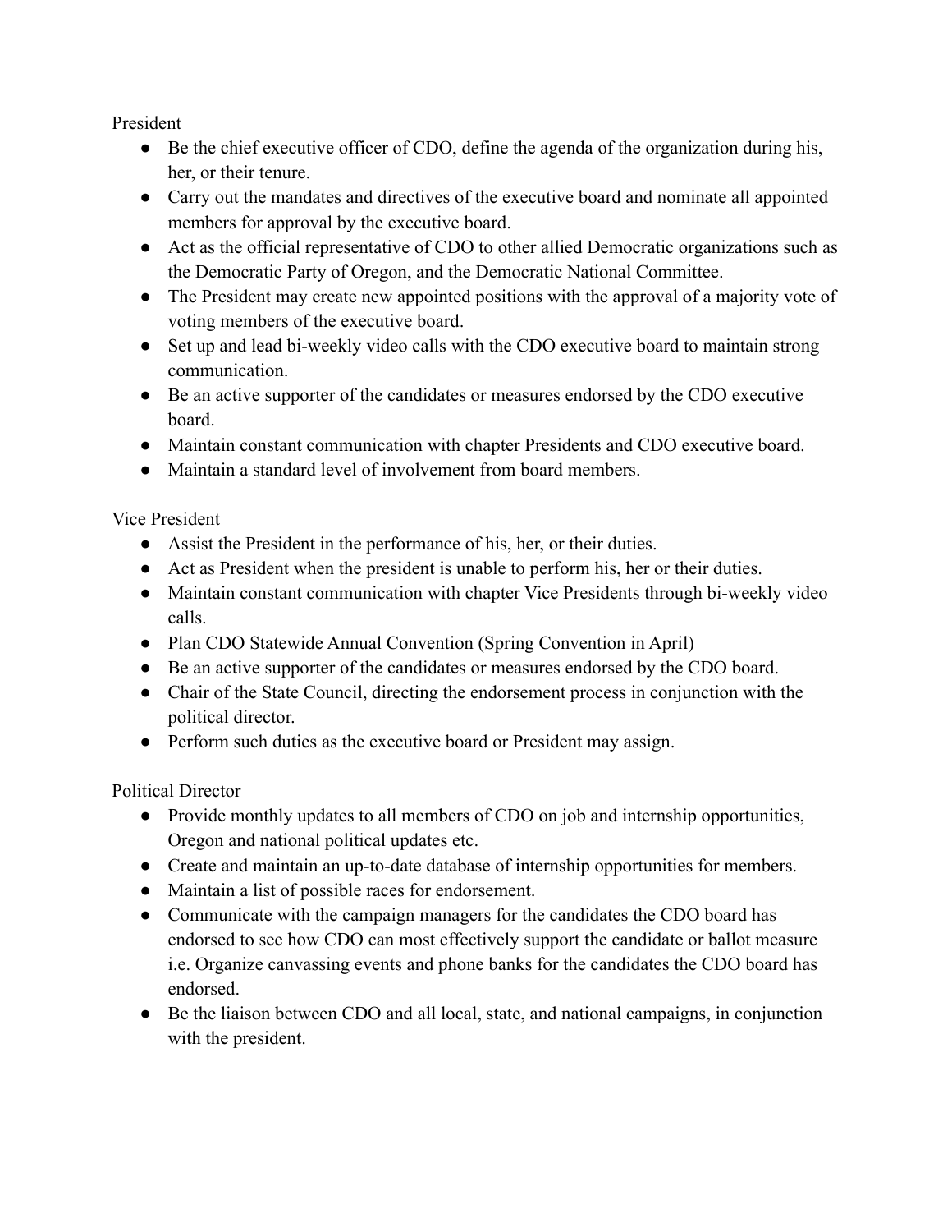President

- Be the chief executive officer of CDO, define the agenda of the organization during his, her, or their tenure.
- Carry out the mandates and directives of the executive board and nominate all appointed members for approval by the executive board.
- Act as the official representative of CDO to other allied Democratic organizations such as the Democratic Party of Oregon, and the Democratic National Committee.
- The President may create new appointed positions with the approval of a majority vote of voting members of the executive board.
- Set up and lead bi-weekly video calls with the CDO executive board to maintain strong communication.
- Be an active supporter of the candidates or measures endorsed by the CDO executive board.
- Maintain constant communication with chapter Presidents and CDO executive board.
- Maintain a standard level of involvement from board members.

Vice President

- Assist the President in the performance of his, her, or their duties.
- Act as President when the president is unable to perform his, her or their duties.
- Maintain constant communication with chapter Vice Presidents through bi-weekly video calls.
- Plan CDO Statewide Annual Convention (Spring Convention in April)
- Be an active supporter of the candidates or measures endorsed by the CDO board.
- Chair of the State Council, directing the endorsement process in conjunction with the political director.
- Perform such duties as the executive board or President may assign.

Political Director

- Provide monthly updates to all members of CDO on job and internship opportunities, Oregon and national political updates etc.
- Create and maintain an up-to-date database of internship opportunities for members.
- Maintain a list of possible races for endorsement.
- Communicate with the campaign managers for the candidates the CDO board has endorsed to see how CDO can most effectively support the candidate or ballot measure i.e. Organize canvassing events and phone banks for the candidates the CDO board has endorsed.
- Be the liaison between CDO and all local, state, and national campaigns, in conjunction with the president.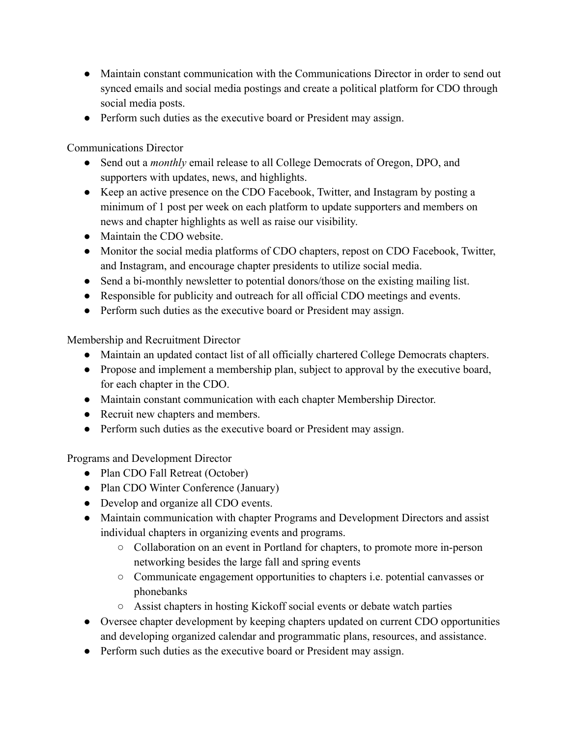- Maintain constant communication with the Communications Director in order to send out synced emails and social media postings and create a political platform for CDO through social media posts.
- Perform such duties as the executive board or President may assign.

Communications Director

- Send out a *monthly* email release to all College Democrats of Oregon, DPO, and supporters with updates, news, and highlights.
- Keep an active presence on the CDO Facebook, Twitter, and Instagram by posting a minimum of 1 post per week on each platform to update supporters and members on news and chapter highlights as well as raise our visibility.
- Maintain the CDO website.
- Monitor the social media platforms of CDO chapters, repost on CDO Facebook, Twitter, and Instagram, and encourage chapter presidents to utilize social media.
- Send a bi-monthly newsletter to potential donors/those on the existing mailing list.
- Responsible for publicity and outreach for all official CDO meetings and events.
- Perform such duties as the executive board or President may assign.

Membership and Recruitment Director

- Maintain an updated contact list of all officially chartered College Democrats chapters.
- Propose and implement a membership plan, subject to approval by the executive board, for each chapter in the CDO.
- Maintain constant communication with each chapter Membership Director.
- Recruit new chapters and members.
- Perform such duties as the executive board or President may assign.

Programs and Development Director

- Plan CDO Fall Retreat (October)
- Plan CDO Winter Conference (January)
- Develop and organize all CDO events.
- Maintain communication with chapter Programs and Development Directors and assist individual chapters in organizing events and programs.
    - Collaboration on an event in Portland for chapters, to promote more in-person networking besides the large fall and spring events
    - Communicate engagement opportunities to chapters i.e. potential canvasses or phonebanks
    - Assist chapters in hosting Kickoff social events or debate watch parties
- Oversee chapter development by keeping chapters updated on current CDO opportunities and developing organized calendar and programmatic plans, resources, and assistance.
- Perform such duties as the executive board or President may assign.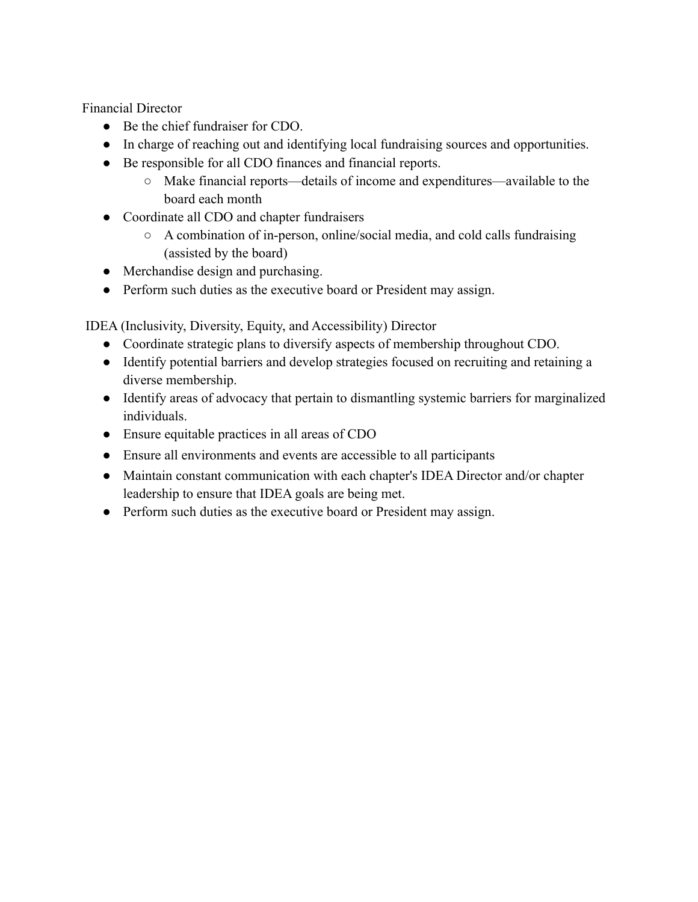Financial Director

- Be the chief fundraiser for CDO.
- In charge of reaching out and identifying local fundraising sources and opportunities.
- Be responsible for all CDO finances and financial reports.
    - Make financial reports—details of income and expenditures—available to the board each month
- Coordinate all CDO and chapter fundraisers
    - A combination of in-person, online/social media, and cold calls fundraising (assisted by the board)
- Merchandise design and purchasing.
- Perform such duties as the executive board or President may assign.

IDEA (Inclusivity, Diversity, Equity, and Accessibility) Director

- Coordinate strategic plans to diversify aspects of membership throughout CDO.
- Identify potential barriers and develop strategies focused on recruiting and retaining a diverse membership.
- Identify areas of advocacy that pertain to dismantling systemic barriers for marginalized individuals.
- Ensure equitable practices in all areas of CDO
- Ensure all environments and events are accessible to all participants
- Maintain constant communication with each chapter's IDEA Director and/or chapter leadership to ensure that IDEA goals are being met.
- Perform such duties as the executive board or President may assign.